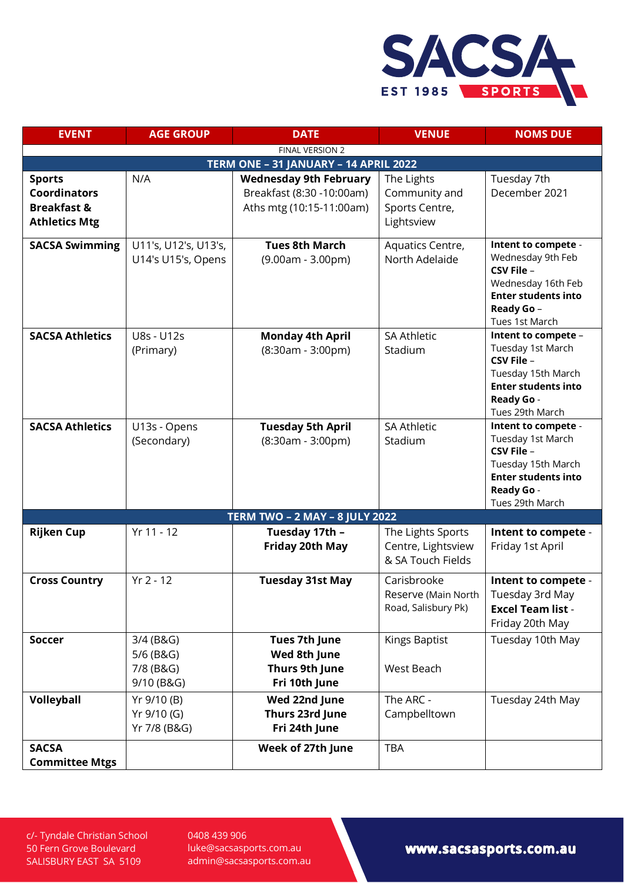SACSA EST 1985 SPORTS

| EVENT | AGE GROUP | DATE | VENUE | NOMS DUE |
|---|---|---|---|---|
| FINAL VERSION 2 | | | | |
| **TERM ONE – 31 JANUARY – 14 APRIL 2022** | | | | |
| **Sports Coordinators Breakfast & Athletics Mtg** | N/A | **Wednesday 9th February** Breakfast (8:30 -10:00am) Aths mtg (10:15-11:00am) | The Lights Community and Sports Centre, Lightsview | Tuesday 7th December 2021 |
| **SACSA Swimming** | U11's, U12's, U13's, U14's U15's, Opens | **Tues 8th March** (9.00am - 3.00pm) | Aquatics Centre, North Adelaide | **Intent to compete** - Wednesday 9th Feb **CSV File** – Wednesday 16th Feb **Enter students into Ready Go** – Tues 1st March |
| **SACSA Athletics** | U8s - U12s (Primary) | **Monday 4th April** (8:30am - 3:00pm) | SA Athletic Stadium | **Intent to compete** – Tuesday 1st March **CSV File** – Tuesday 15th March **Enter students into Ready Go** - Tues 29th March |
| **SACSA Athletics** | U13s - Opens (Secondary) | **Tuesday 5th April** (8:30am - 3:00pm) | SA Athletic Stadium | **Intent to compete** - Tuesday 1st March **CSV File** – Tuesday 15th March **Enter students into Ready Go** - Tues 29th March |
| **TERM TWO – 2 MAY – 8 JULY 2022** | | | | |
| **Rijken Cup** | Yr 11 - 12 | **Tuesday 17th – Friday 20th May** | The Lights Sports Centre, Lightsview & SA Touch Fields | **Intent to compete** - Friday 1st April |
| **Cross Country** | Yr 2 - 12 | **Tuesday 31st May** | Carisbrooke Reserve (Main North Road, Salisbury Pk) | **Intent to compete** - Tuesday 3rd May **Excel Team list** - Friday 20th May |
| **Soccer** | 3/4 (B&G) 5/6 (B&G) 7/8 (B&G) 9/10 (B&G) | **Tues 7th June Wed 8th June Thurs 9th June Fri 10th June** | Kings Baptist West Beach | Tuesday 10th May |
| **Volleyball** | Yr 9/10 (B) Yr 9/10 (G) Yr 7/8 (B&G) | **Wed 22nd June Thurs 23rd June Fri 24th June** | The ARC - Campbelltown | Tuesday 24th May |
| **SACSA Committee Mtgs** | | **Week of 27th June** | TBA | |

c/- Tyndale Christian School
50 Fern Grove Boulevard
SALISBURY EAST SA 5109

0408 439 906
luke@sacsasports.com.au
admin@sacsasports.com.au

**www.sacsasports.com.au**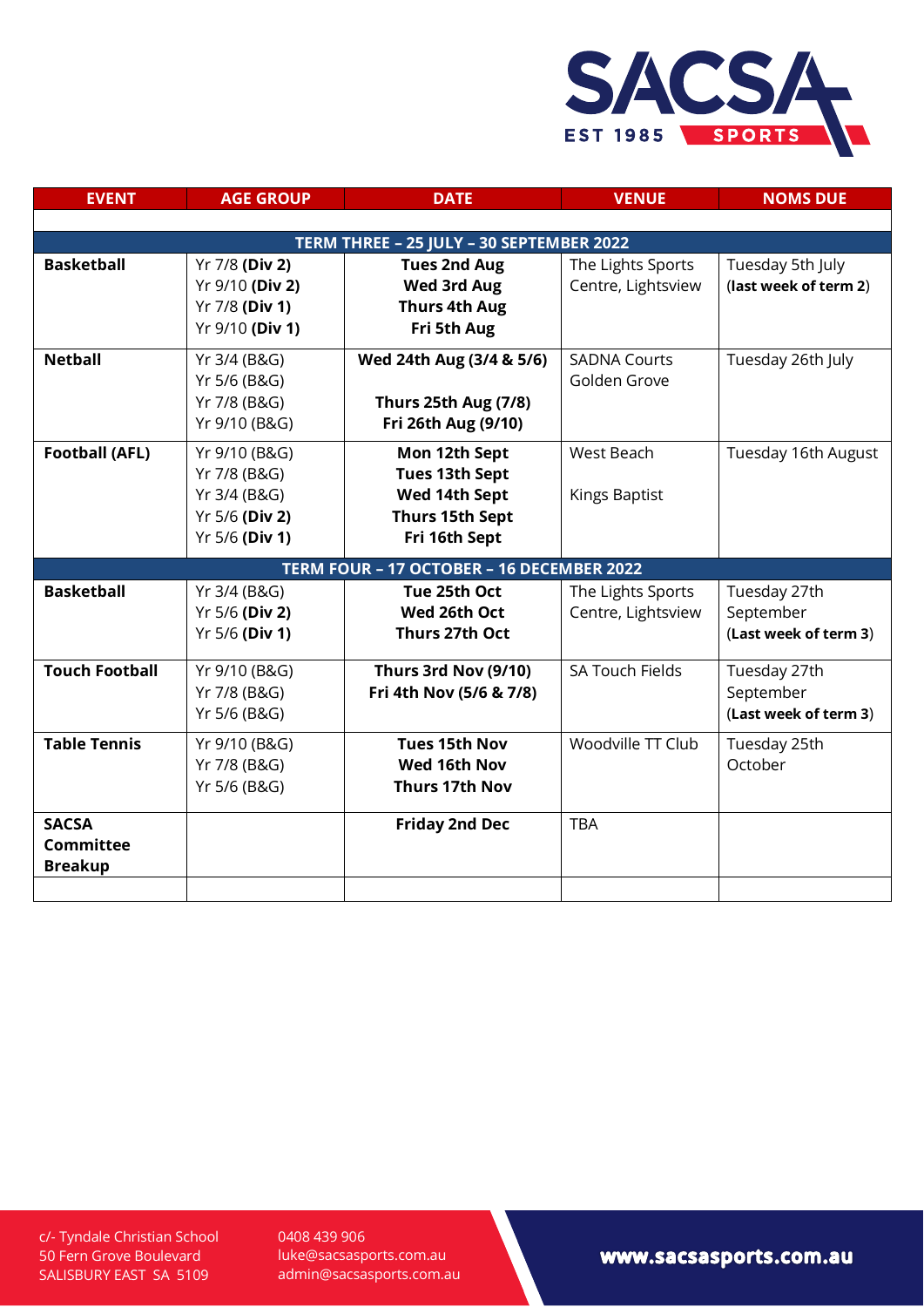| EVENT | AGE GROUP | DATE | VENUE | NOMS DUE |
|---|---|---|---|---|
| | | | | |
| **TERM THREE – 25 JULY – 30 SEPTEMBER 2022** | | | | |
| **Basketball** | Yr 7/8 **(Div 2)**<br>Yr 9/10 **(Div 2)**<br>Yr 7/8 **(Div 1)**<br>Yr 9/10 **(Div 1)** | **Tues 2nd Aug**<br>**Wed 3rd Aug**<br>**Thurs 4th Aug**<br>**Fri 5th Aug** | The Lights Sports Centre, Lightsview | Tuesday 5th July<br>(**last week of term 2**) |
| **Netball** | Yr 3/4 (B&G)<br>Yr 5/6 (B&G)<br>Yr 7/8 (B&G)<br>Yr 9/10 (B&G) | **Wed 24th Aug (3/4 & 5/6)**<br><br>**Thurs 25th Aug (7/8)**<br>**Fri 26th Aug (9/10)** | SADNA Courts Golden Grove | Tuesday 26th July |
| **Football (AFL)** | Yr 9/10 (B&G)<br>Yr 7/8 (B&G)<br>Yr 3/4 (B&G)<br>Yr 5/6 **(Div 2)**<br>Yr 5/6 **(Div 1)** | **Mon 12th Sept**<br>**Tues 13th Sept**<br>**Wed 14th Sept**<br>**Thurs 15th Sept**<br>**Fri 16th Sept** | West Beach<br><br>Kings Baptist | Tuesday 16th August |
| **TERM FOUR – 17 OCTOBER – 16 DECEMBER 2022** | | | | |
| **Basketball** | Yr 3/4 (B&G)<br>Yr 5/6 **(Div 2)**<br>Yr 5/6 **(Div 1)** | **Tue 25th Oct**<br>**Wed 26th Oct**<br>**Thurs 27th Oct** | The Lights Sports Centre, Lightsview | Tuesday 27th September<br>(**Last week of term 3**) |
| **Touch Football** | Yr 9/10 (B&G)<br>Yr 7/8 (B&G)<br>Yr 5/6 (B&G) | **Thurs 3rd Nov (9/10)**<br>**Fri 4th Nov (5/6 & 7/8)** | SA Touch Fields | Tuesday 27th September<br>(**Last week of term 3**) |
| **Table Tennis** | Yr 9/10 (B&G)<br>Yr 7/8 (B&G)<br>Yr 5/6 (B&G) | **Tues 15th Nov**<br>**Wed 16th Nov**<br>**Thurs 17th Nov** | Woodville TT Club | Tuesday 25th October |
| **SACSA Committee Breakup** | | **Friday 2nd Dec** | TBA | |
| | | | | |

c/- Tyndale Christian School
50 Fern Grove Boulevard
SALISBURY EAST SA 5109

0408 439 906
luke@sacsasports.com.au
admin@sacsasports.com.au

www.sacsasports.com.au